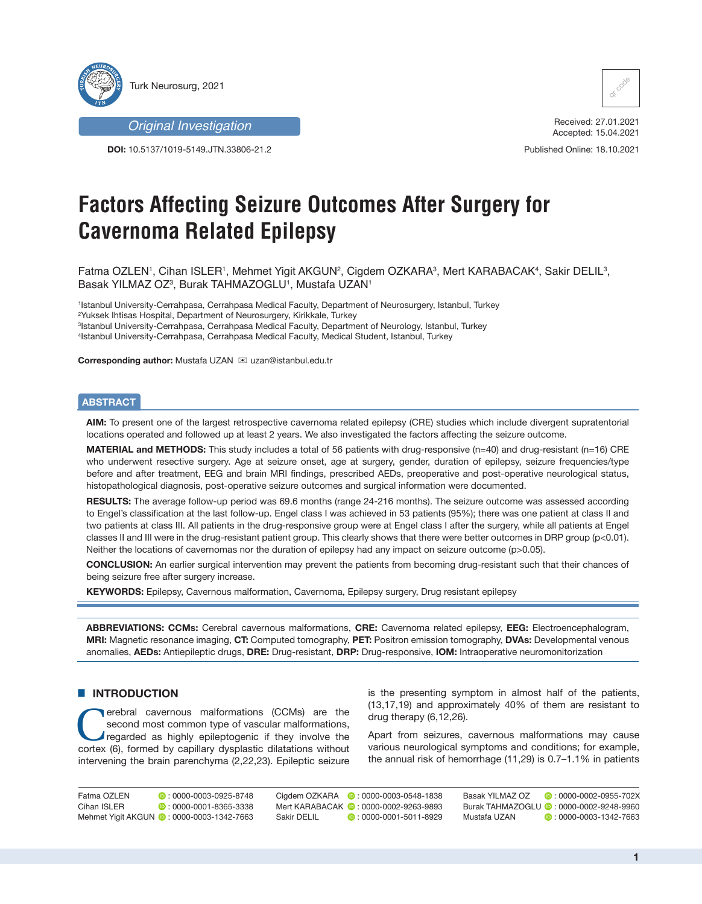Original Investigation

**DOI:** 10.5137/1019-5149.JTN.33806-21.2

Received: 27.01.2021
Accepted: 15.04.2021

Published Online: 18.10.2021

# Factors Affecting Seizure Outcomes After Surgery for Cavernoma Related Epilepsy

Fatma OZLEN[1], Cihan ISLER[1], Mehmet Yigit AKGUN[2], Cigdem OZKARA[3], Mert KARABACAK[4], Sakir DELIL[3], Basak YILMAZ OZ[3], Burak TAHMAZOGLU[1], Mustafa UZAN[1]

[1]Istanbul University-Cerrahpasa, Cerrahpasa Medical Faculty, Department of Neurosurgery, Istanbul, Turkey
[2]Yuksek Ihtisas Hospital, Department of Neurosurgery, Kirikkale, Turkey
[3]Istanbul University-Cerrahpasa, Cerrahpasa Medical Faculty, Department of Neurology, Istanbul, Turkey
[4]Istanbul University-Cerrahpasa, Cerrahpasa Medical Faculty, Medical Student, Istanbul, Turkey

**Corresponding author:** Mustafa UZAN ✉ uzan@istanbul.edu.tr

## ABSTRACT

**AIM:** To present one of the largest retrospective cavernoma related epilepsy (CRE) studies which include divergent supratentorial locations operated and followed up at least 2 years. We also investigated the factors affecting the seizure outcome.

**MATERIAL and METHODS:** This study includes a total of 56 patients with drug-responsive (n=40) and drug-resistant (n=16) CRE who underwent resective surgery. Age at seizure onset, age at surgery, gender, duration of epilepsy, seizure frequencies/type before and after treatment, EEG and brain MRI findings, prescribed AEDs, preoperative and post-operative neurological status, histopathological diagnosis, post-operative seizure outcomes and surgical information were documented.

**RESULTS:** The average follow-up period was 69.6 months (range 24-216 months). The seizure outcome was assessed according to Engel's classification at the last follow-up. Engel class I was achieved in 53 patients (95%); there was one patient at class II and two patients at class III. All patients in the drug-responsive group were at Engel class I after the surgery, while all patients at Engel classes II and III were in the drug-resistant patient group. This clearly shows that there were better outcomes in DRP group ($p<0.01$). Neither the locations of cavernomas nor the duration of epilepsy had any impact on seizure outcome ($p>0.05$).

**CONCLUSION:** An earlier surgical intervention may prevent the patients from becoming drug-resistant such that their chances of being seizure free after surgery increase.

**KEYWORDS:** Epilepsy, Cavernous malformation, Cavernoma, Epilepsy surgery, Drug resistant epilepsy

**ABBREVIATIONS: CCMs:** Cerebral cavernous malformations, **CRE:** Cavernoma related epilepsy, **EEG:** Electroencephalogram, **MRI:** Magnetic resonance imaging, **CT:** Computed tomography, **PET:** Positron emission tomography, **DVAs:** Developmental venous anomalies, **AEDs:** Antiepileptic drugs, **DRE:** Drug-resistant, **DRP:** Drug-responsive, **IOM:** Intraoperative neuromonitorization

## INTRODUCTION

Cerebral cavernous malformations (CCMs) are the second most common type of vascular malformations, regarded as highly epileptogenic if they involve the cortex (6), formed by capillary dysplastic dilatations without intervening the brain parenchyma (2,22,23). Epileptic seizure is the presenting symptom in almost half of the patients, (13,17,19) and approximately 40% of them are resistant to drug therapy (6,12,26).

Apart from seizures, cavernous malformations may cause various neurological symptoms and conditions; for example, the annual risk of hemorrhage (11,29) is 0.7–1.1% in patients

| | | | | | |
|---|---|---|---|---|---|
| Fatma OZLEN | : 0000-0003-0925-8748 | Cigdem OZKARA | : 0000-0003-0548-1838 | Basak YILMAZ OZ | : 0000-0002-0955-702X |
| Cihan ISLER | : 0000-0001-8365-3338 | Mert KARABACAK | : 0000-0002-9263-9893 | Burak TAHMAZOGLU | : 0000-0002-9248-9960 |
| Mehmet Yigit AKGUN | : 0000-0003-1342-7663 | Sakir DELIL | : 0000-0001-5011-8929 | Mustafa UZAN | : 0000-0003-1342-7663 |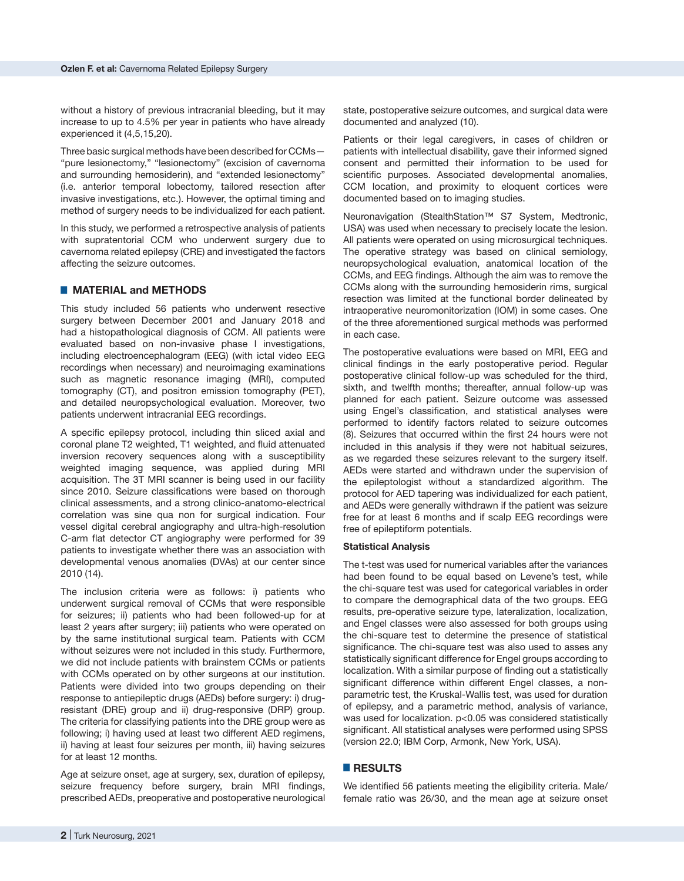without a history of previous intracranial bleeding, but it may increase to up to 4.5% per year in patients who have already experienced it (4,5,15,20).

Three basic surgical methods have been described for CCMs—"pure lesionectomy," "lesionectomy" (excision of cavernoma and surrounding hemosiderin), and "extended lesionectomy" (i.e. anterior temporal lobectomy, tailored resection after invasive investigations, etc.). However, the optimal timing and method of surgery needs to be individualized for each patient.

In this study, we performed a retrospective analysis of patients with supratentorial CCM who underwent surgery due to cavernoma related epilepsy (CRE) and investigated the factors affecting the seizure outcomes.

## MATERIAL and METHODS

This study included 56 patients who underwent resective surgery between December 2001 and January 2018 and had a histopathological diagnosis of CCM. All patients were evaluated based on non-invasive phase I investigations, including electroencephalogram (EEG) (with ictal video EEG recordings when necessary) and neuroimaging examinations such as magnetic resonance imaging (MRI), computed tomography (CT), and positron emission tomography (PET), and detailed neuropsychological evaluation. Moreover, two patients underwent intracranial EEG recordings.

A specific epilepsy protocol, including thin sliced axial and coronal plane T2 weighted, T1 weighted, and fluid attenuated inversion recovery sequences along with a susceptibility weighted imaging sequence, was applied during MRI acquisition. The 3T MRI scanner is being used in our facility since 2010. Seizure classifications were based on thorough clinical assessments, and a strong clinico-anatomo-electrical correlation was sine qua non for surgical indication. Four vessel digital cerebral angiography and ultra-high-resolution C-arm flat detector CT angiography were performed for 39 patients to investigate whether there was an association with developmental venous anomalies (DVAs) at our center since 2010 (14).

The inclusion criteria were as follows: i) patients who underwent surgical removal of CCMs that were responsible for seizures; ii) patients who had been followed-up for at least 2 years after surgery; iii) patients who were operated on by the same institutional surgical team. Patients with CCM without seizures were not included in this study. Furthermore, we did not include patients with brainstem CCMs or patients with CCMs operated on by other surgeons at our institution. Patients were divided into two groups depending on their response to antiepileptic drugs (AEDs) before surgery: i) drug-resistant (DRE) group and ii) drug-responsive (DRP) group. The criteria for classifying patients into the DRE group were as following; i) having used at least two different AED regimens, ii) having at least four seizures per month, iii) having seizures for at least 12 months.

Age at seizure onset, age at surgery, sex, duration of epilepsy, seizure frequency before surgery, brain MRI findings, prescribed AEDs, preoperative and postoperative neurological state, postoperative seizure outcomes, and surgical data were documented and analyzed (10).

Patients or their legal caregivers, in cases of children or patients with intellectual disability, gave their informed signed consent and permitted their information to be used for scientific purposes. Associated developmental anomalies, CCM location, and proximity to eloquent cortices were documented based on to imaging studies.

Neuronavigation (StealthStation™ S7 System, Medtronic, USA) was used when necessary to precisely locate the lesion. All patients were operated on using microsurgical techniques. The operative strategy was based on clinical semiology, neuropsychological evaluation, anatomical location of the CCMs, and EEG findings. Although the aim was to remove the CCMs along with the surrounding hemosiderin rims, surgical resection was limited at the functional border delineated by intraoperative neuromonitorization (IOM) in some cases. One of the three aforementioned surgical methods was performed in each case.

The postoperative evaluations were based on MRI, EEG and clinical findings in the early postoperative period. Regular postoperative clinical follow-up was scheduled for the third, sixth, and twelfth months; thereafter, annual follow-up was planned for each patient. Seizure outcome was assessed using Engel's classification, and statistical analyses were performed to identify factors related to seizure outcomes (8). Seizures that occurred within the first 24 hours were not included in this analysis if they were not habitual seizures, as we regarded these seizures relevant to the surgery itself. AEDs were started and withdrawn under the supervision of the epileptologist without a standardized algorithm. The protocol for AED tapering was individualized for each patient, and AEDs were generally withdrawn if the patient was seizure free for at least 6 months and if scalp EEG recordings were free of epileptiform potentials.

### Statistical Analysis

The t-test was used for numerical variables after the variances had been found to be equal based on Levene's test, while the chi-square test was used for categorical variables in order to compare the demographical data of the two groups. EEG results, pre-operative seizure type, lateralization, localization, and Engel classes were also assessed for both groups using the chi-square test to determine the presence of statistical significance. The chi-square test was also used to asses any statistically significant difference for Engel groups according to localization. With a similar purpose of finding out a statistically significant difference within different Engel classes, a non-parametric test, the Kruskal-Wallis test, was used for duration of epilepsy, and a parametric method, analysis of variance, was used for localization. $p<0.05$ was considered statistically significant. All statistical analyses were performed using SPSS (version 22.0; IBM Corp, Armonk, New York, USA).

## RESULTS

We identified 56 patients meeting the eligibility criteria. Male/female ratio was 26/30, and the mean age at seizure onset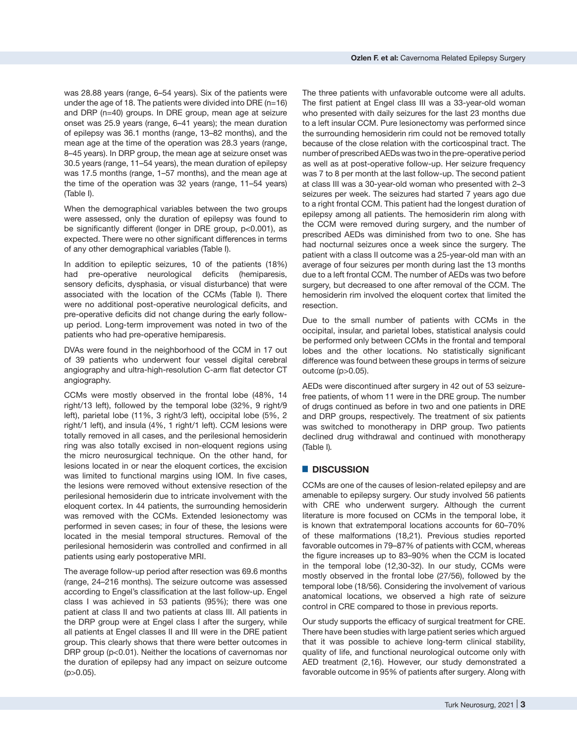was 28.88 years (range, 6–54 years). Six of the patients were under the age of 18. The patients were divided into DRE (n=16) and DRP (n=40) groups. In DRE group, mean age at seizure onset was 25.9 years (range, 6–41 years); the mean duration of epilepsy was 36.1 months (range, 13–82 months), and the mean age at the time of the operation was 28.3 years (range, 8–45 years). In DRP group, the mean age at seizure onset was 30.5 years (range, 11–54 years), the mean duration of epilepsy was 17.5 months (range, 1–57 months), and the mean age at the time of the operation was 32 years (range, 11–54 years) (Table I).

When the demographical variables between the two groups were assessed, only the duration of epilepsy was found to be significantly different (longer in DRE group, $p<0.001$), as expected. There were no other significant differences in terms of any other demographical variables (Table I).

In addition to epileptic seizures, 10 of the patients (18%) had pre-operative neurological deficits (hemiparesis, sensory deficits, dysphasia, or visual disturbance) that were associated with the location of the CCMs (Table I). There were no additional post-operative neurological deficits, and pre-operative deficits did not change during the early follow-up period. Long-term improvement was noted in two of the patients who had pre-operative hemiparesis.

DVAs were found in the neighborhood of the CCM in 17 out of 39 patients who underwent four vessel digital cerebral angiography and ultra-high-resolution C-arm flat detector CT angiography.

CCMs were mostly observed in the frontal lobe (48%, 14 right/13 left), followed by the temporal lobe (32%, 9 right/9 left), parietal lobe (11%, 3 right/3 left), occipital lobe (5%, 2 right/1 left), and insula (4%, 1 right/1 left). CCM lesions were totally removed in all cases, and the perilesional hemosiderin ring was also totally excised in non-eloquent regions using the micro neurosurgical technique. On the other hand, for lesions located in or near the eloquent cortices, the excision was limited to functional margins using IOM. In five cases, the lesions were removed without extensive resection of the perilesional hemosiderin due to intricate involvement with the eloquent cortex. In 44 patients, the surrounding hemosiderin was removed with the CCMs. Extended lesionectomy was performed in seven cases; in four of these, the lesions were located in the mesial temporal structures. Removal of the perilesional hemosiderin was controlled and confirmed in all patients using early postoperative MRI.

The average follow-up period after resection was 69.6 months (range, 24–216 months). The seizure outcome was assessed according to Engel's classification at the last follow-up. Engel class I was achieved in 53 patients (95%); there was one patient at class II and two patients at class III. All patients in the DRP group were at Engel class I after the surgery, while all patients at Engel classes II and III were in the DRE patient group. This clearly shows that there were better outcomes in DRP group ($p<0.01$). Neither the locations of cavernomas nor the duration of epilepsy had any impact on seizure outcome ($p>0.05$).

The three patients with unfavorable outcome were all adults. The first patient at Engel class III was a 33-year-old woman who presented with daily seizures for the last 23 months due to a left insular CCM. Pure lesionectomy was performed since the surrounding hemosiderin rim could not be removed totally because of the close relation with the corticospinal tract. The number of prescribed AEDs was two in the pre-operative period as well as at post-operative follow-up. Her seizure frequency was 7 to 8 per month at the last follow-up. The second patient at class III was a 30-year-old woman who presented with 2–3 seizures per week. The seizures had started 7 years ago due to a right frontal CCM. This patient had the longest duration of epilepsy among all patients. The hemosiderin rim along with the CCM were removed during surgery, and the number of prescribed AEDs was diminished from two to one. She has had nocturnal seizures once a week since the surgery. The patient with a class II outcome was a 25-year-old man with an average of four seizures per month during last the 13 months due to a left frontal CCM. The number of AEDs was two before surgery, but decreased to one after removal of the CCM. The hemosiderin rim involved the eloquent cortex that limited the resection.

Due to the small number of patients with CCMs in the occipital, insular, and parietal lobes, statistical analysis could be performed only between CCMs in the frontal and temporal lobes and the other locations. No statistically significant difference was found between these groups in terms of seizure outcome ($p>0.05$).

AEDs were discontinued after surgery in 42 out of 53 seizure-free patients, of whom 11 were in the DRE group. The number of drugs continued as before in two and one patients in DRE and DRP groups, respectively. The treatment of six patients was switched to monotherapy in DRP group. Two patients declined drug withdrawal and continued with monotherapy (Table I).

## DISCUSSION

CCMs are one of the causes of lesion-related epilepsy and are amenable to epilepsy surgery. Our study involved 56 patients with CRE who underwent surgery. Although the current literature is more focused on CCMs in the temporal lobe, it is known that extratemporal locations accounts for 60–70% of these malformations (18,21). Previous studies reported favorable outcomes in 79–87% of patients with CCM, whereas the figure increases up to 83–90% when the CCM is located in the temporal lobe (12,30-32). In our study, CCMs were mostly observed in the frontal lobe (27/56), followed by the temporal lobe (18/56). Considering the involvement of various anatomical locations, we observed a high rate of seizure control in CRE compared to those in previous reports.

Our study supports the efficacy of surgical treatment for CRE. There have been studies with large patient series which argued that it was possible to achieve long-term clinical stability, quality of life, and functional neurological outcome only with AED treatment (2,16). However, our study demonstrated a favorable outcome in 95% of patients after surgery. Along with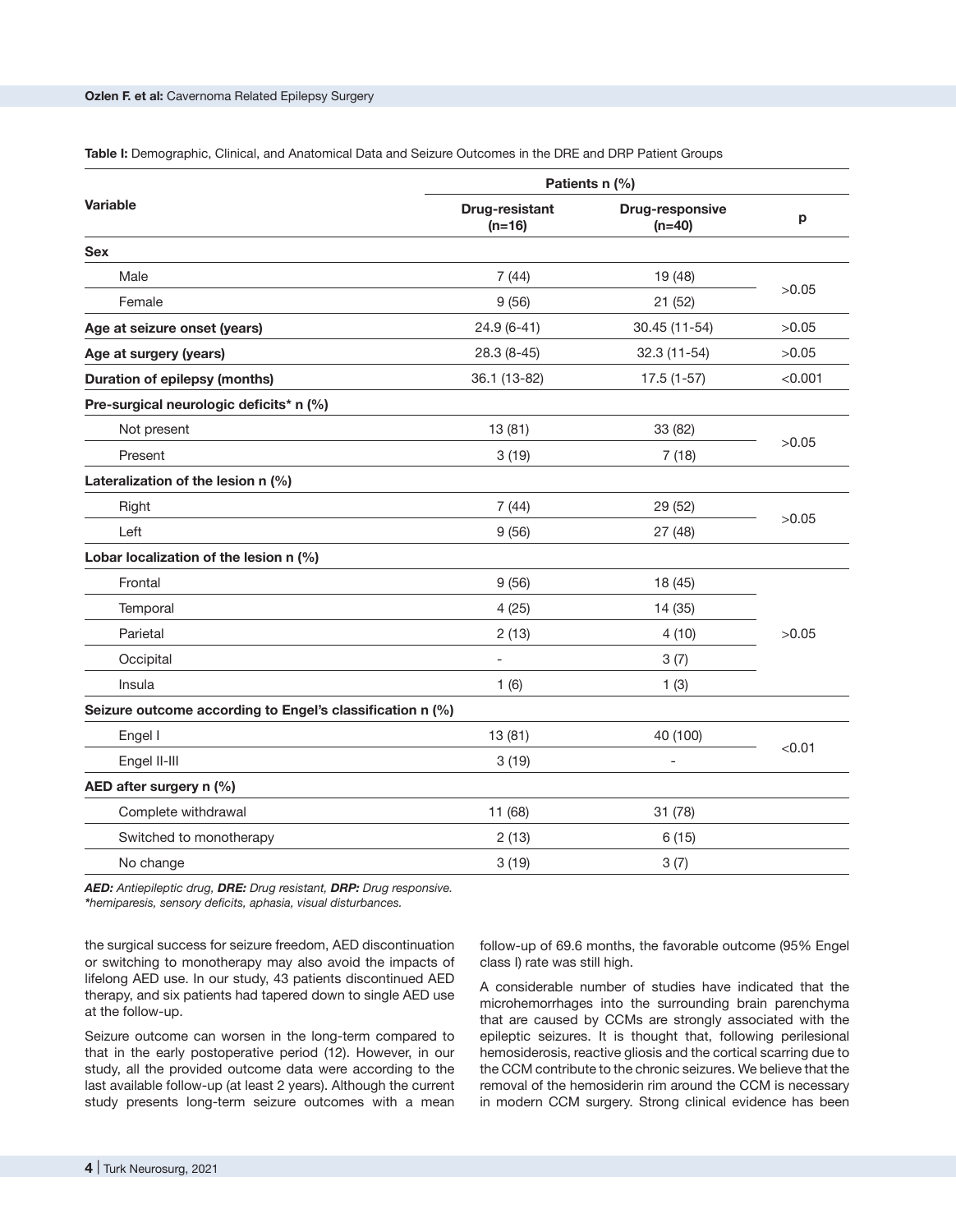**Table I:** Demographic, Clinical, and Anatomical Data and Seizure Outcomes in the DRE and DRP Patient Groups

| Variable | Patients n (%) | | |
|---|---|---|---|
| | **Drug-resistant (n=16)** | **Drug-responsive (n=40)** | **p** |
| **Sex** | | | |
| Male | 7 (44) | 19 (48) | >0.05 |
| Female | 9 (56) | 21 (52) | |
| **Age at seizure onset (years)** | 24.9 (6-41) | 30.45 (11-54) | >0.05 |
| **Age at surgery (years)** | 28.3 (8-45) | 32.3 (11-54) | >0.05 |
| **Duration of epilepsy (months)** | 36.1 (13-82) | 17.5 (1-57) | <0.001 |
| **Pre-surgical neurologic deficits* n (%)** | | | |
| Not present | 13 (81) | 33 (82) | >0.05 |
| Present | 3 (19) | 7 (18) | |
| **Lateralization of the lesion n (%)** | | | |
| Right | 7 (44) | 29 (52) | >0.05 |
| Left | 9 (56) | 27 (48) | |
| **Lobar localization of the lesion n (%)** | | | |
| Frontal | 9 (56) | 18 (45) | >0.05 |
| Temporal | 4 (25) | 14 (35) | |
| Parietal | 2 (13) | 4 (10) | |
| Occipital | - | 3 (7) | |
| Insula | 1 (6) | 1 (3) | |
| **Seizure outcome according to Engel's classification n (%)** | | | |
| Engel I | 13 (81) | 40 (100) | <0.01 |
| Engel II-III | 3 (19) | - | |
| **AED after surgery n (%)** | | | |
| Complete withdrawal | 11 (68) | 31 (78) | |
| Switched to monotherapy | 2 (13) | 6 (15) | |
| No change | 3 (19) | 3 (7) | |

***AED:** Antiepileptic drug, **DRE:** Drug resistant, **DRP:** Drug responsive.*
**hemiparesis, sensory deficits, aphasia, visual disturbances.*

the surgical success for seizure freedom, AED discontinuation or switching to monotherapy may also avoid the impacts of lifelong AED use. In our study, 43 patients discontinued AED therapy, and six patients had tapered down to single AED use at the follow-up.

Seizure outcome can worsen in the long-term compared to that in the early postoperative period (12). However, in our study, all the provided outcome data were according to the last available follow-up (at least 2 years). Although the current study presents long-term seizure outcomes with a mean follow-up of 69.6 months, the favorable outcome (95% Engel class I) rate was still high.

A considerable number of studies have indicated that the microhemorrhages into the surrounding brain parenchyma that are caused by CCMs are strongly associated with the epileptic seizures. It is thought that, following perilesional hemosiderosis, reactive gliosis and the cortical scarring due to the CCM contribute to the chronic seizures. We believe that the removal of the hemosiderin rim around the CCM is necessary in modern CCM surgery. Strong clinical evidence has been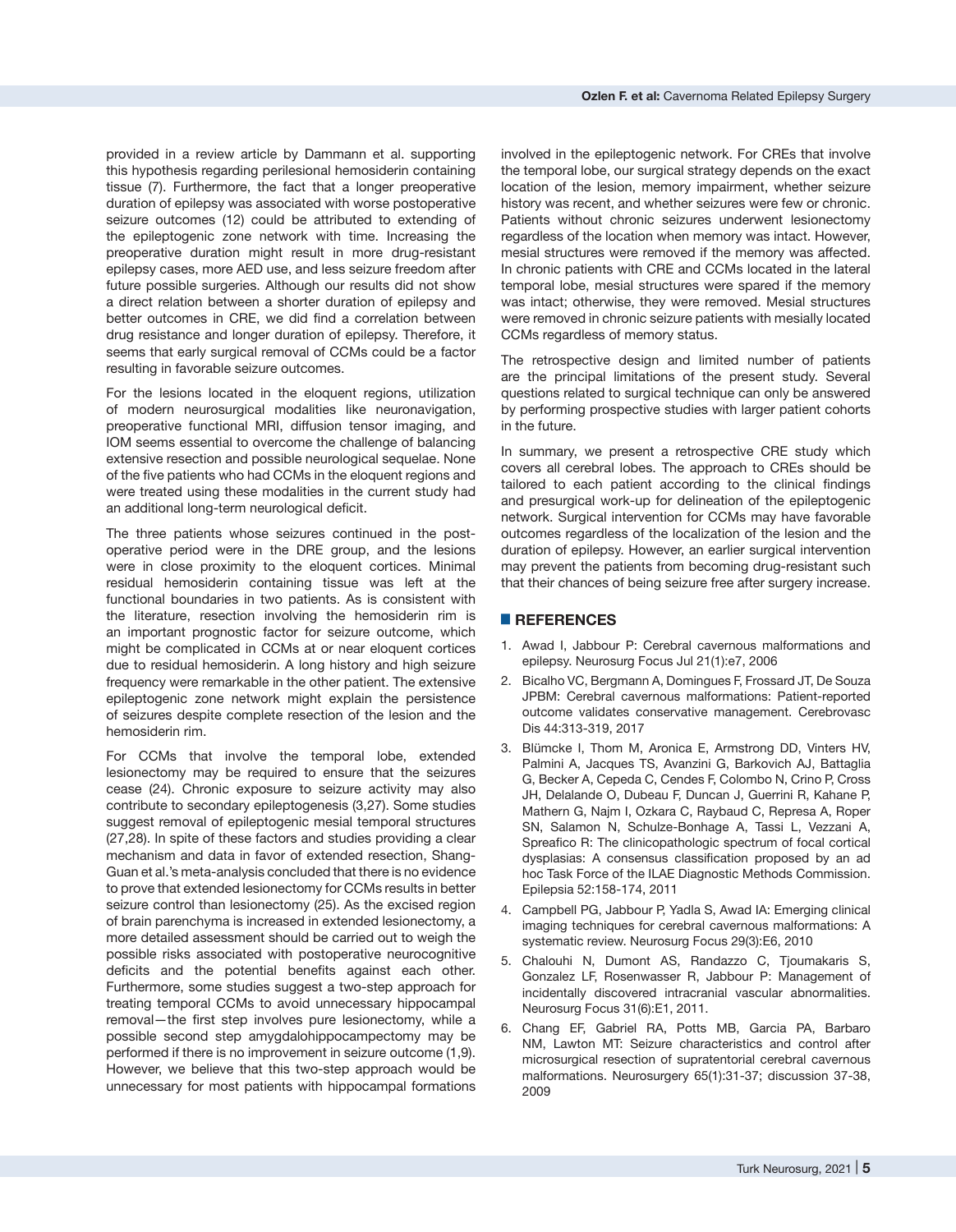provided in a review article by Dammann et al. supporting this hypothesis regarding perilesional hemosiderin containing tissue (7). Furthermore, the fact that a longer preoperative duration of epilepsy was associated with worse postoperative seizure outcomes (12) could be attributed to extending of the epileptogenic zone network with time. Increasing the preoperative duration might result in more drug-resistant epilepsy cases, more AED use, and less seizure freedom after future possible surgeries. Although our results did not show a direct relation between a shorter duration of epilepsy and better outcomes in CRE, we did find a correlation between drug resistance and longer duration of epilepsy. Therefore, it seems that early surgical removal of CCMs could be a factor resulting in favorable seizure outcomes.

For the lesions located in the eloquent regions, utilization of modern neurosurgical modalities like neuronavigation, preoperative functional MRI, diffusion tensor imaging, and IOM seems essential to overcome the challenge of balancing extensive resection and possible neurological sequelae. None of the five patients who had CCMs in the eloquent regions and were treated using these modalities in the current study had an additional long-term neurological deficit.

The three patients whose seizures continued in the post-operative period were in the DRE group, and the lesions were in close proximity to the eloquent cortices. Minimal residual hemosiderin containing tissue was left at the functional boundaries in two patients. As is consistent with the literature, resection involving the hemosiderin rim is an important prognostic factor for seizure outcome, which might be complicated in CCMs at or near eloquent cortices due to residual hemosiderin. A long history and high seizure frequency were remarkable in the other patient. The extensive epileptogenic zone network might explain the persistence of seizures despite complete resection of the lesion and the hemosiderin rim.

For CCMs that involve the temporal lobe, extended lesionectomy may be required to ensure that the seizures cease (24). Chronic exposure to seizure activity may also contribute to secondary epileptogenesis (3,27). Some studies suggest removal of epileptogenic mesial temporal structures (27,28). In spite of these factors and studies providing a clear mechanism and data in favor of extended resection, Shang-Guan et al.'s meta-analysis concluded that there is no evidence to prove that extended lesionectomy for CCMs results in better seizure control than lesionectomy (25). As the excised region of brain parenchyma is increased in extended lesionectomy, a more detailed assessment should be carried out to weigh the possible risks associated with postoperative neurocognitive deficits and the potential benefits against each other. Furthermore, some studies suggest a two-step approach for treating temporal CCMs to avoid unnecessary hippocampal removal—the first step involves pure lesionectomy, while a possible second step amygdalohippocampectomy may be performed if there is no improvement in seizure outcome (1,9). However, we believe that this two-step approach would be unnecessary for most patients with hippocampal formations involved in the epileptogenic network. For CREs that involve the temporal lobe, our surgical strategy depends on the exact location of the lesion, memory impairment, whether seizure history was recent, and whether seizures were few or chronic. Patients without chronic seizures underwent lesionectomy regardless of the location when memory was intact. However, mesial structures were removed if the memory was affected. In chronic patients with CRE and CCMs located in the lateral temporal lobe, mesial structures were spared if the memory was intact; otherwise, they were removed. Mesial structures were removed in chronic seizure patients with mesially located CCMs regardless of memory status.

The retrospective design and limited number of patients are the principal limitations of the present study. Several questions related to surgical technique can only be answered by performing prospective studies with larger patient cohorts in the future.

In summary, we present a retrospective CRE study which covers all cerebral lobes. The approach to CREs should be tailored to each patient according to the clinical findings and presurgical work-up for delineation of the epileptogenic network. Surgical intervention for CCMs may have favorable outcomes regardless of the localization of the lesion and the duration of epilepsy. However, an earlier surgical intervention may prevent the patients from becoming drug-resistant such that their chances of being seizure free after surgery increase.

## REFERENCES

1. Awad I, Jabbour P: Cerebral cavernous malformations and epilepsy. Neurosurg Focus Jul 21(1):e7, 2006
2. Bicalho VC, Bergmann A, Domingues F, Frossard JT, De Souza JPBM: Cerebral cavernous malformations: Patient-reported outcome validates conservative management. Cerebrovasc Dis 44:313-319, 2017
3. Blümcke I, Thom M, Aronica E, Armstrong DD, Vinters HV, Palmini A, Jacques TS, Avanzini G, Barkovich AJ, Battaglia G, Becker A, Cepeda C, Cendes F, Colombo N, Crino P, Cross JH, Delalande O, Dubeau F, Duncan J, Guerrini R, Kahane P, Mathern G, Najm I, Ozkara C, Raybaud C, Represa A, Roper SN, Salamon N, Schulze-Bonhage A, Tassi L, Vezzani A, Spreafico R: The clinicopathologic spectrum of focal cortical dysplasias: A consensus classification proposed by an ad hoc Task Force of the ILAE Diagnostic Methods Commission. Epilepsia 52:158-174, 2011
4. Campbell PG, Jabbour P, Yadla S, Awad IA: Emerging clinical imaging techniques for cerebral cavernous malformations: A systematic review. Neurosurg Focus 29(3):E6, 2010
5. Chalouhi N, Dumont AS, Randazzo C, Tjoumakaris S, Gonzalez LF, Rosenwasser R, Jabbour P: Management of incidentally discovered intracranial vascular abnormalities. Neurosurg Focus 31(6):E1, 2011.
6. Chang EF, Gabriel RA, Potts MB, Garcia PA, Barbaro NM, Lawton MT: Seizure characteristics and control after microsurgical resection of supratentorial cerebral cavernous malformations. Neurosurgery 65(1):31-37; discussion 37-38, 2009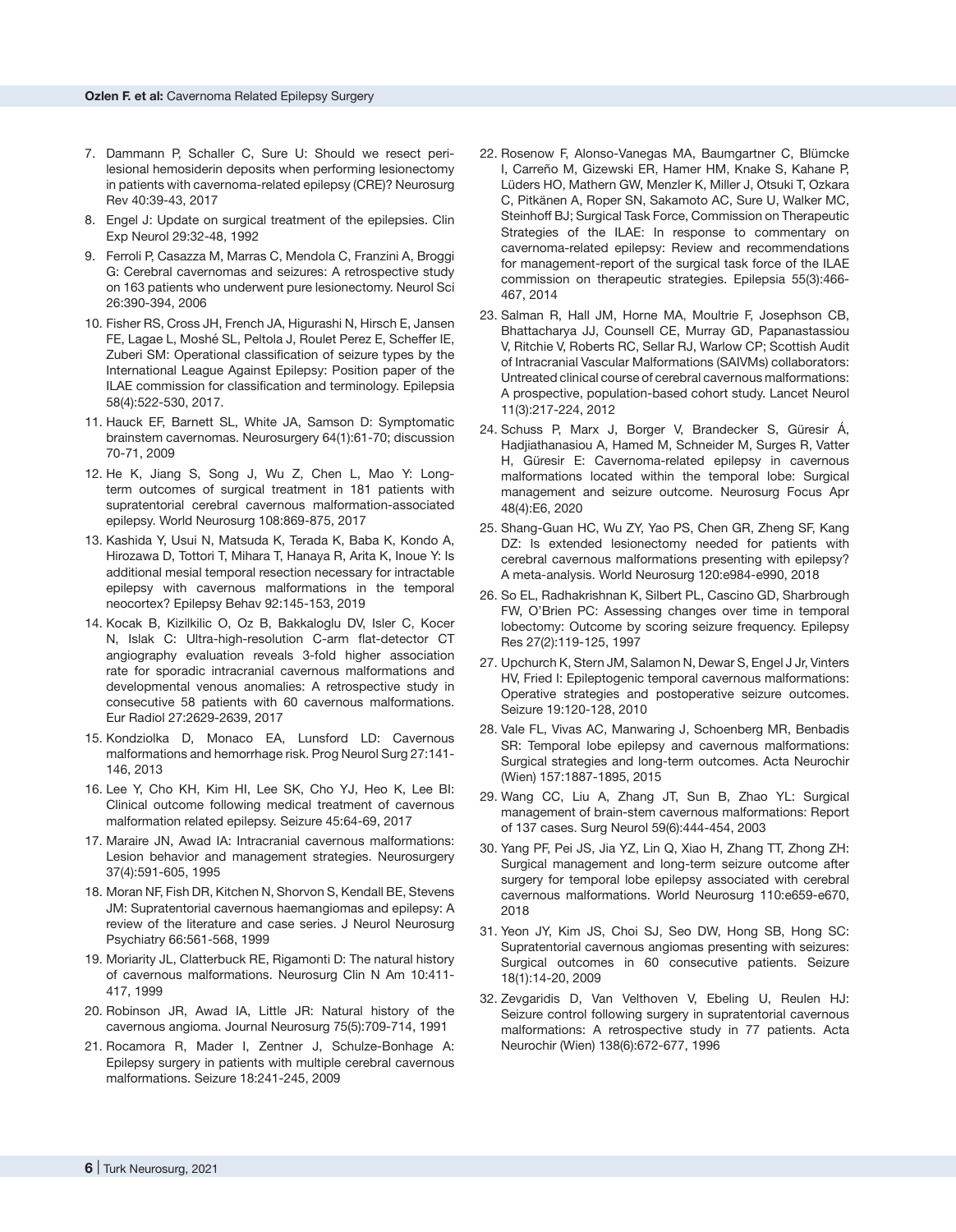7. Dammann P, Schaller C, Sure U: Should we resect perilesional hemosiderin deposits when performing lesionectomy in patients with cavernoma-related epilepsy (CRE)? Neurosurg Rev 40:39-43, 2017
8. Engel J: Update on surgical treatment of the epilepsies. Clin Exp Neurol 29:32-48, 1992
9. Ferroli P, Casazza M, Marras C, Mendola C, Franzini A, Broggi G: Cerebral cavernomas and seizures: A retrospective study on 163 patients who underwent pure lesionectomy. Neurol Sci 26:390-394, 2006
10. Fisher RS, Cross JH, French JA, Higurashi N, Hirsch E, Jansen FE, Lagae L, Moshé SL, Peltola J, Roulet Perez E, Scheffer IE, Zuberi SM: Operational classification of seizure types by the International League Against Epilepsy: Position paper of the ILAE commission for classification and terminology. Epilepsia 58(4):522-530, 2017.
11. Hauck EF, Barnett SL, White JA, Samson D: Symptomatic brainstem cavernomas. Neurosurgery 64(1):61-70; discussion 70-71, 2009
12. He K, Jiang S, Song J, Wu Z, Chen L, Mao Y: Long-term outcomes of surgical treatment in 181 patients with supratentorial cerebral cavernous malformation-associated epilepsy. World Neurosurg 108:869-875, 2017
13. Kashida Y, Usui N, Matsuda K, Terada K, Baba K, Kondo A, Hirozawa D, Tottori T, Mihara T, Hanaya R, Arita K, Inoue Y: Is additional mesial temporal resection necessary for intractable epilepsy with cavernous malformations in the temporal neocortex? Epilepsy Behav 92:145-153, 2019
14. Kocak B, Kizilkilic O, Oz B, Bakkaloglu DV, Isler C, Kocer N, Islak C: Ultra-high-resolution C-arm flat-detector CT angiography evaluation reveals 3-fold higher association rate for sporadic intracranial cavernous malformations and developmental venous anomalies: A retrospective study in consecutive 58 patients with 60 cavernous malformations. Eur Radiol 27:2629-2639, 2017
15. Kondziolka D, Monaco EA, Lunsford LD: Cavernous malformations and hemorrhage risk. Prog Neurol Surg 27:141-146, 2013
16. Lee Y, Cho KH, Kim HI, Lee SK, Cho YJ, Heo K, Lee BI: Clinical outcome following medical treatment of cavernous malformation related epilepsy. Seizure 45:64-69, 2017
17. Maraire JN, Awad IA: Intracranial cavernous malformations: Lesion behavior and management strategies. Neurosurgery 37(4):591-605, 1995
18. Moran NF, Fish DR, Kitchen N, Shorvon S, Kendall BE, Stevens JM: Supratentorial cavernous haemangiomas and epilepsy: A review of the literature and case series. J Neurol Neurosurg Psychiatry 66:561-568, 1999
19. Moriarity JL, Clatterbuck RE, Rigamonti D: The natural history of cavernous malformations. Neurosurg Clin N Am 10:411-417, 1999
20. Robinson JR, Awad IA, Little JR: Natural history of the cavernous angioma. Journal Neurosurg 75(5):709-714, 1991
21. Rocamora R, Mader I, Zentner J, Schulze-Bonhage A: Epilepsy surgery in patients with multiple cerebral cavernous malformations. Seizure 18:241-245, 2009
22. Rosenow F, Alonso-Vanegas MA, Baumgartner C, Blümcke I, Carreño M, Gizewski ER, Hamer HM, Knake S, Kahane P, Lüders HO, Mathern GW, Menzler K, Miller J, Otsuki T, Ozkara C, Pitkänen A, Roper SN, Sakamoto AC, Sure U, Walker MC, Steinhoff BJ; Surgical Task Force, Commission on Therapeutic Strategies of the ILAE: In response to commentary on cavernoma-related epilepsy: Review and recommendations for management-report of the surgical task force of the ILAE commission on therapeutic strategies. Epilepsia 55(3):466-467, 2014
23. Salman R, Hall JM, Horne MA, Moultrie F, Josephson CB, Bhattacharya JJ, Counsell CE, Murray GD, Papanastassiou V, Ritchie V, Roberts RC, Sellar RJ, Warlow CP; Scottish Audit of Intracranial Vascular Malformations (SAIVMs) collaborators: Untreated clinical course of cerebral cavernous malformations: A prospective, population-based cohort study. Lancet Neurol 11(3):217-224, 2012
24. Schuss P, Marx J, Borger V, Brandecker S, Güresir Á, Hadjiathanasiou A, Hamed M, Schneider M, Surges R, Vatter H, Güresir E: Cavernoma-related epilepsy in cavernous malformations located within the temporal lobe: Surgical management and seizure outcome. Neurosurg Focus Apr 48(4):E6, 2020
25. Shang-Guan HC, Wu ZY, Yao PS, Chen GR, Zheng SF, Kang DZ: Is extended lesionectomy needed for patients with cerebral cavernous malformations presenting with epilepsy? A meta-analysis. World Neurosurg 120:e984-e990, 2018
26. So EL, Radhakrishnan K, Silbert PL, Cascino GD, Sharbrough FW, O'Brien PC: Assessing changes over time in temporal lobectomy: Outcome by scoring seizure frequency. Epilepsy Res 27(2):119-125, 1997
27. Upchurch K, Stern JM, Salamon N, Dewar S, Engel J Jr, Vinters HV, Fried I: Epileptogenic temporal cavernous malformations: Operative strategies and postoperative seizure outcomes. Seizure 19:120-128, 2010
28. Vale FL, Vivas AC, Manwaring J, Schoenberg MR, Benbadis SR: Temporal lobe epilepsy and cavernous malformations: Surgical strategies and long-term outcomes. Acta Neurochir (Wien) 157:1887-1895, 2015
29. Wang CC, Liu A, Zhang JT, Sun B, Zhao YL: Surgical management of brain-stem cavernous malformations: Report of 137 cases. Surg Neurol 59(6):444-454, 2003
30. Yang PF, Pei JS, Jia YZ, Lin Q, Xiao H, Zhang TT, Zhong ZH: Surgical management and long-term seizure outcome after surgery for temporal lobe epilepsy associated with cerebral cavernous malformations. World Neurosurg 110:e659-e670, 2018
31. Yeon JY, Kim JS, Choi SJ, Seo DW, Hong SB, Hong SC: Supratentorial cavernous angiomas presenting with seizures: Surgical outcomes in 60 consecutive patients. Seizure 18(1):14-20, 2009
32. Zevgaridis D, Van Velthoven V, Ebeling U, Reulen HJ: Seizure control following surgery in supratentorial cavernous malformations: A retrospective study in 77 patients. Acta Neurochir (Wien) 138(6):672-677, 1996